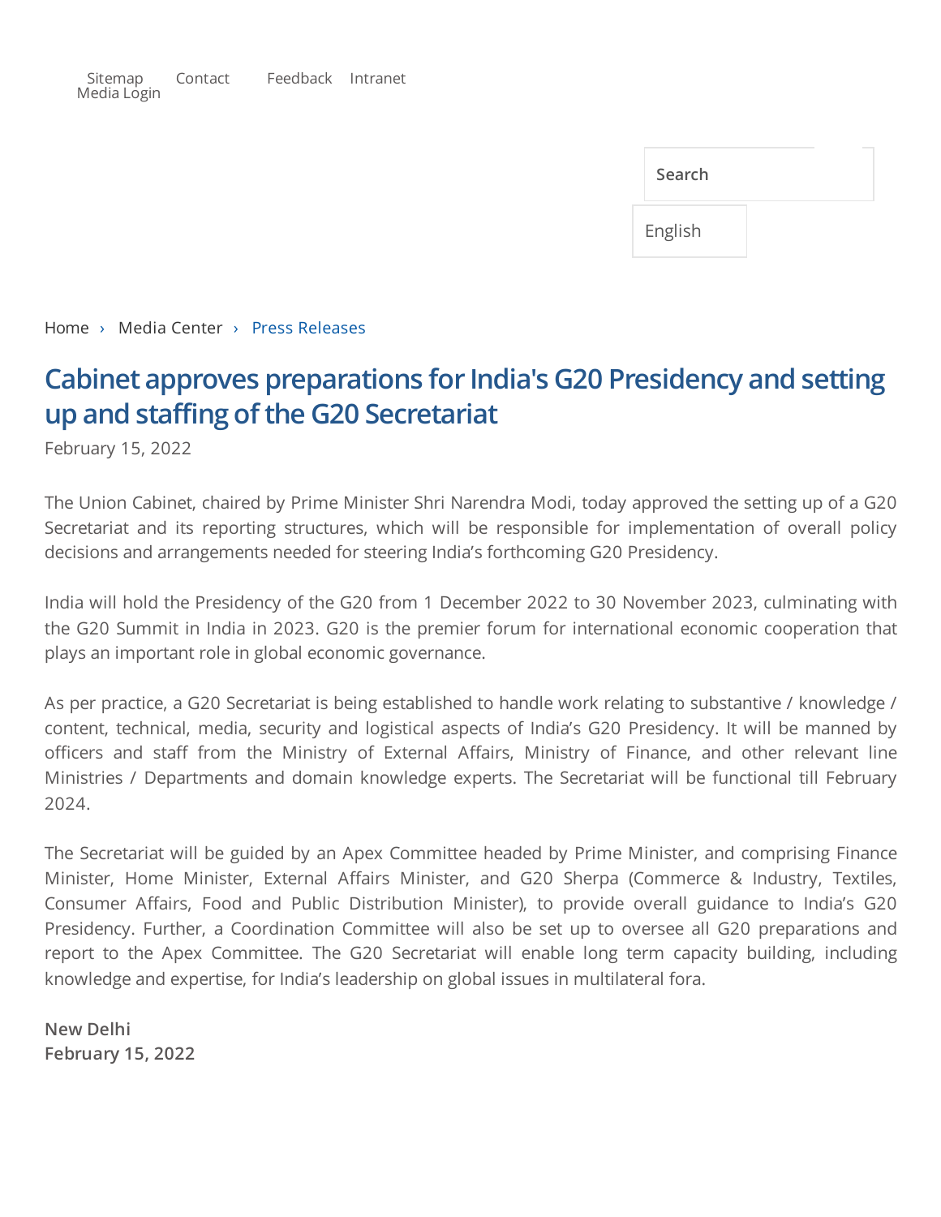Sitemap Contact Feedback Intranet Media Login

Search

English

Home › Media Center › Press Releases

# Cabinet approves preparations for India's G20 Presidency and setting up and staffing of the G20 Secretariat

February 15, 2022

The Union Cabinet, chaired by Prime Minister Shri Narendra Modi, today approved the setting up of a G20 Secretariat and its reporting structures, which will be responsible for implementation of overall policy decisions and arrangements needed for steering India's forthcoming G20 Presidency.

India will hold the Presidency of the G20 from 1 December 2022 to 30 November 2023, culminating with the G20 Summit in India in 2023. G20 is the premier forum for international economic cooperation that plays an important role in global economic governance.

As per practice, a G20 Secretariat is being established to handle work relating to substantive / knowledge / content, technical, media, security and logistical aspects of India's G20 Presidency. It will be manned by officers and staff from the Ministry of External Affairs, Ministry of Finance, and other relevant line Ministries / Departments and domain knowledge experts. The Secretariat will be functional till February 2024.

The Secretariat will be guided by an Apex Committee headed by Prime Minister, and comprising Finance Minister, Home Minister, External Affairs Minister, and G20 Sherpa (Commerce & Industry, Textiles, Consumer Affairs, Food and Public Distribution Minister), to provide overall guidance to India's G20 Presidency. Further, a Coordination Committee will also be set up to oversee all G20 preparations and report to the Apex Committee. The G20 Secretariat will enable long term capacity building, including knowledge and expertise, for India's leadership on global issues in multilateral fora.

**New Delhi**
**February 15, 2022**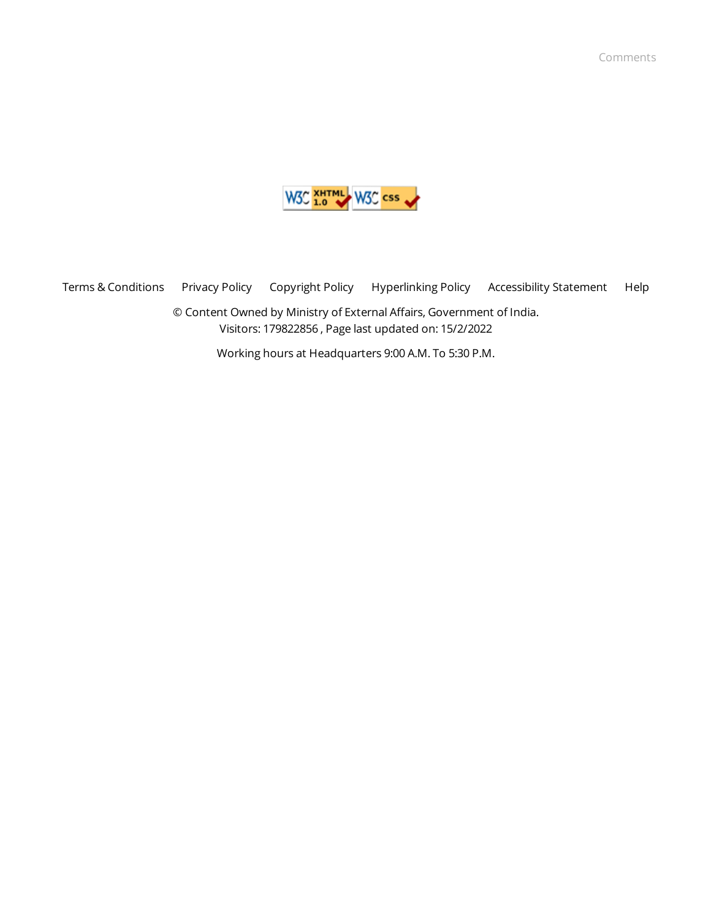Comments

Terms & Conditions | Privacy Policy | Copyright Policy | Hyperlinking Policy | Accessibility Statement | Help

© Content Owned by Ministry of External Affairs, Government of India.
Visitors: 179822856 , Page last updated on: 15/2/2022

Working hours at Headquarters 9:00 A.M. To 5:30 P.M.